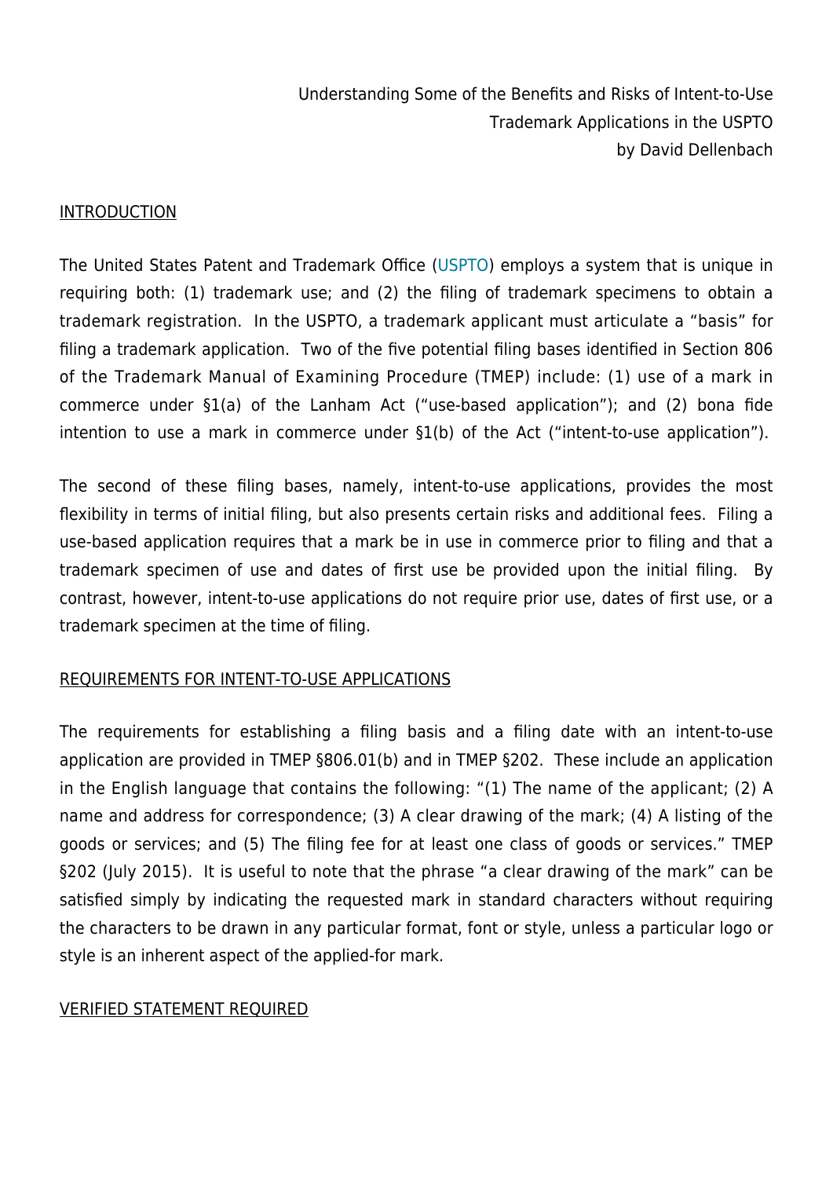Understanding Some of the Benefits and Risks of Intent-to-Use Trademark Applications in the USPTO
by David Dellenbach

## INTRODUCTION

The United States Patent and Trademark Office (USPTO) employs a system that is unique in requiring both: (1) trademark use; and (2) the filing of trademark specimens to obtain a trademark registration. In the USPTO, a trademark applicant must articulate a "basis" for filing a trademark application. Two of the five potential filing bases identified in Section 806 of the Trademark Manual of Examining Procedure (TMEP) include: (1) use of a mark in commerce under §1(a) of the Lanham Act ("use-based application"); and (2) bona fide intention to use a mark in commerce under §1(b) of the Act ("intent-to-use application").

The second of these filing bases, namely, intent-to-use applications, provides the most flexibility in terms of initial filing, but also presents certain risks and additional fees. Filing a use-based application requires that a mark be in use in commerce prior to filing and that a trademark specimen of use and dates of first use be provided upon the initial filing. By contrast, however, intent-to-use applications do not require prior use, dates of first use, or a trademark specimen at the time of filing.

## REQUIREMENTS FOR INTENT-TO-USE APPLICATIONS

The requirements for establishing a filing basis and a filing date with an intent-to-use application are provided in TMEP §806.01(b) and in TMEP §202. These include an application in the English language that contains the following: "(1) The name of the applicant; (2) A name and address for correspondence; (3) A clear drawing of the mark; (4) A listing of the goods or services; and (5) The filing fee for at least one class of goods or services." TMEP §202 (July 2015). It is useful to note that the phrase "a clear drawing of the mark" can be satisfied simply by indicating the requested mark in standard characters without requiring the characters to be drawn in any particular format, font or style, unless a particular logo or style is an inherent aspect of the applied-for mark.

## VERIFIED STATEMENT REQUIRED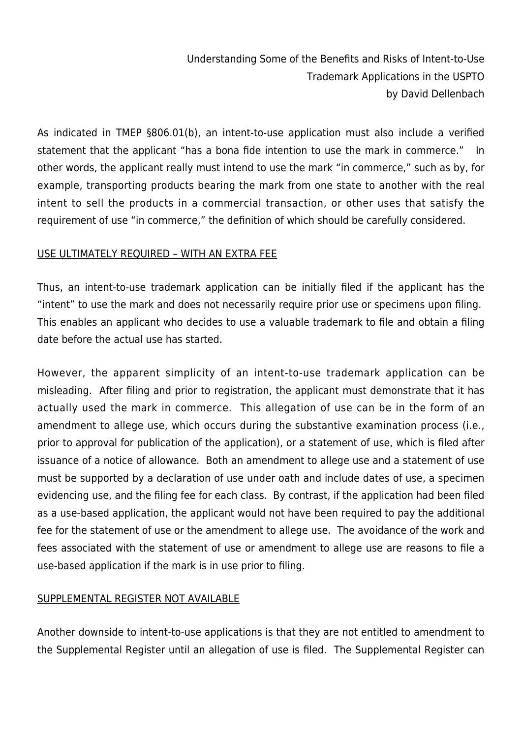As indicated in TMEP §806.01(b), an intent-to-use application must also include a verified statement that the applicant "has a bona fide intention to use the mark in commerce." In other words, the applicant really must intend to use the mark "in commerce," such as by, for example, transporting products bearing the mark from one state to another with the real intent to sell the products in a commercial transaction, or other uses that satisfy the requirement of use "in commerce," the definition of which should be carefully considered.

## USE ULTIMATELY REQUIRED – WITH AN EXTRA FEE

Thus, an intent-to-use trademark application can be initially filed if the applicant has the "intent" to use the mark and does not necessarily require prior use or specimens upon filing. This enables an applicant who decides to use a valuable trademark to file and obtain a filing date before the actual use has started.

However, the apparent simplicity of an intent-to-use trademark application can be misleading. After filing and prior to registration, the applicant must demonstrate that it has actually used the mark in commerce. This allegation of use can be in the form of an amendment to allege use, which occurs during the substantive examination process (i.e., prior to approval for publication of the application), or a statement of use, which is filed after issuance of a notice of allowance. Both an amendment to allege use and a statement of use must be supported by a declaration of use under oath and include dates of use, a specimen evidencing use, and the filing fee for each class. By contrast, if the application had been filed as a use-based application, the applicant would not have been required to pay the additional fee for the statement of use or the amendment to allege use. The avoidance of the work and fees associated with the statement of use or amendment to allege use are reasons to file a use-based application if the mark is in use prior to filing.

## SUPPLEMENTAL REGISTER NOT AVAILABLE

Another downside to intent-to-use applications is that they are not entitled to amendment to the Supplemental Register until an allegation of use is filed. The Supplemental Register can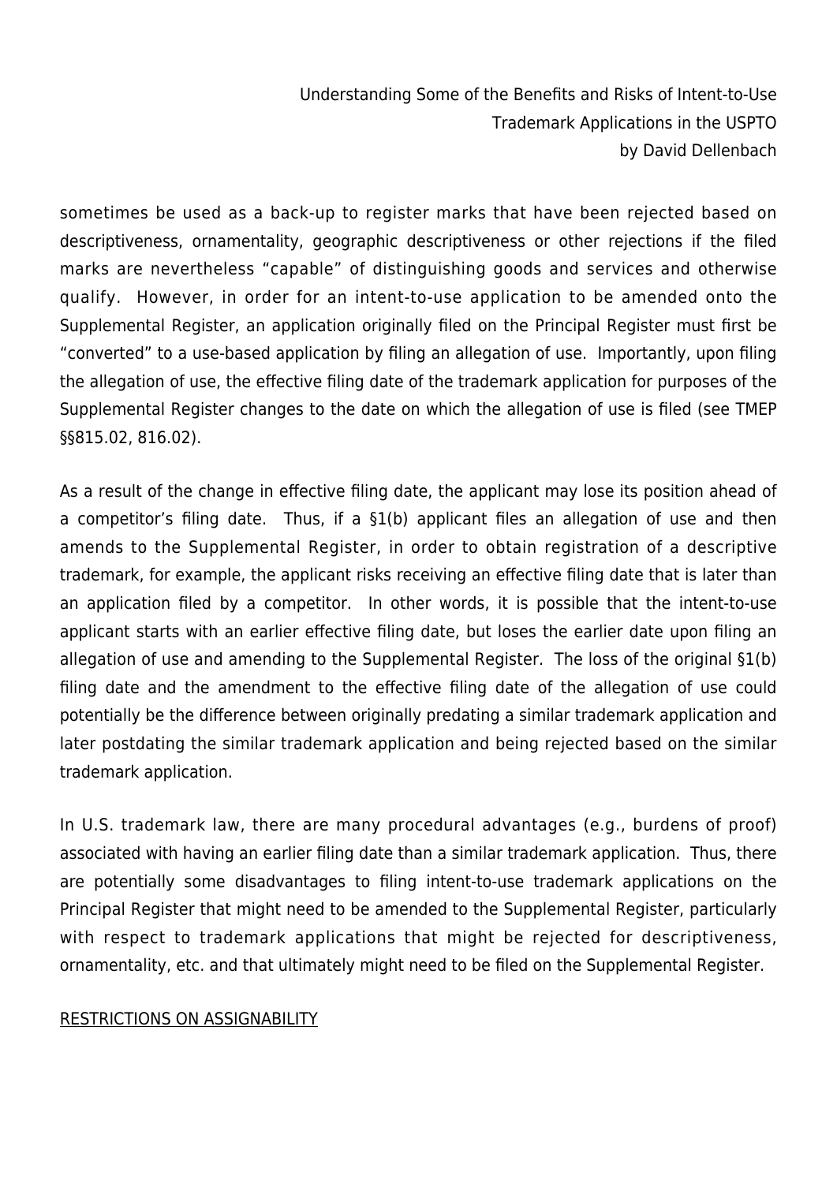sometimes be used as a back-up to register marks that have been rejected based on descriptiveness, ornamentality, geographic descriptiveness or other rejections if the filed marks are nevertheless “capable” of distinguishing goods and services and otherwise qualify. However, in order for an intent-to-use application to be amended onto the Supplemental Register, an application originally filed on the Principal Register must first be “converted” to a use-based application by filing an allegation of use. Importantly, upon filing the allegation of use, the effective filing date of the trademark application for purposes of the Supplemental Register changes to the date on which the allegation of use is filed (see TMEP §§815.02, 816.02).

As a result of the change in effective filing date, the applicant may lose its position ahead of a competitor’s filing date. Thus, if a §1(b) applicant files an allegation of use and then amends to the Supplemental Register, in order to obtain registration of a descriptive trademark, for example, the applicant risks receiving an effective filing date that is later than an application filed by a competitor. In other words, it is possible that the intent-to-use applicant starts with an earlier effective filing date, but loses the earlier date upon filing an allegation of use and amending to the Supplemental Register. The loss of the original §1(b) filing date and the amendment to the effective filing date of the allegation of use could potentially be the difference between originally predating a similar trademark application and later postdating the similar trademark application and being rejected based on the similar trademark application.

In U.S. trademark law, there are many procedural advantages (e.g., burdens of proof) associated with having an earlier filing date than a similar trademark application. Thus, there are potentially some disadvantages to filing intent-to-use trademark applications on the Principal Register that might need to be amended to the Supplemental Register, particularly with respect to trademark applications that might be rejected for descriptiveness, ornamentality, etc. and that ultimately might need to be filed on the Supplemental Register.

## RESTRICTIONS ON ASSIGNABILITY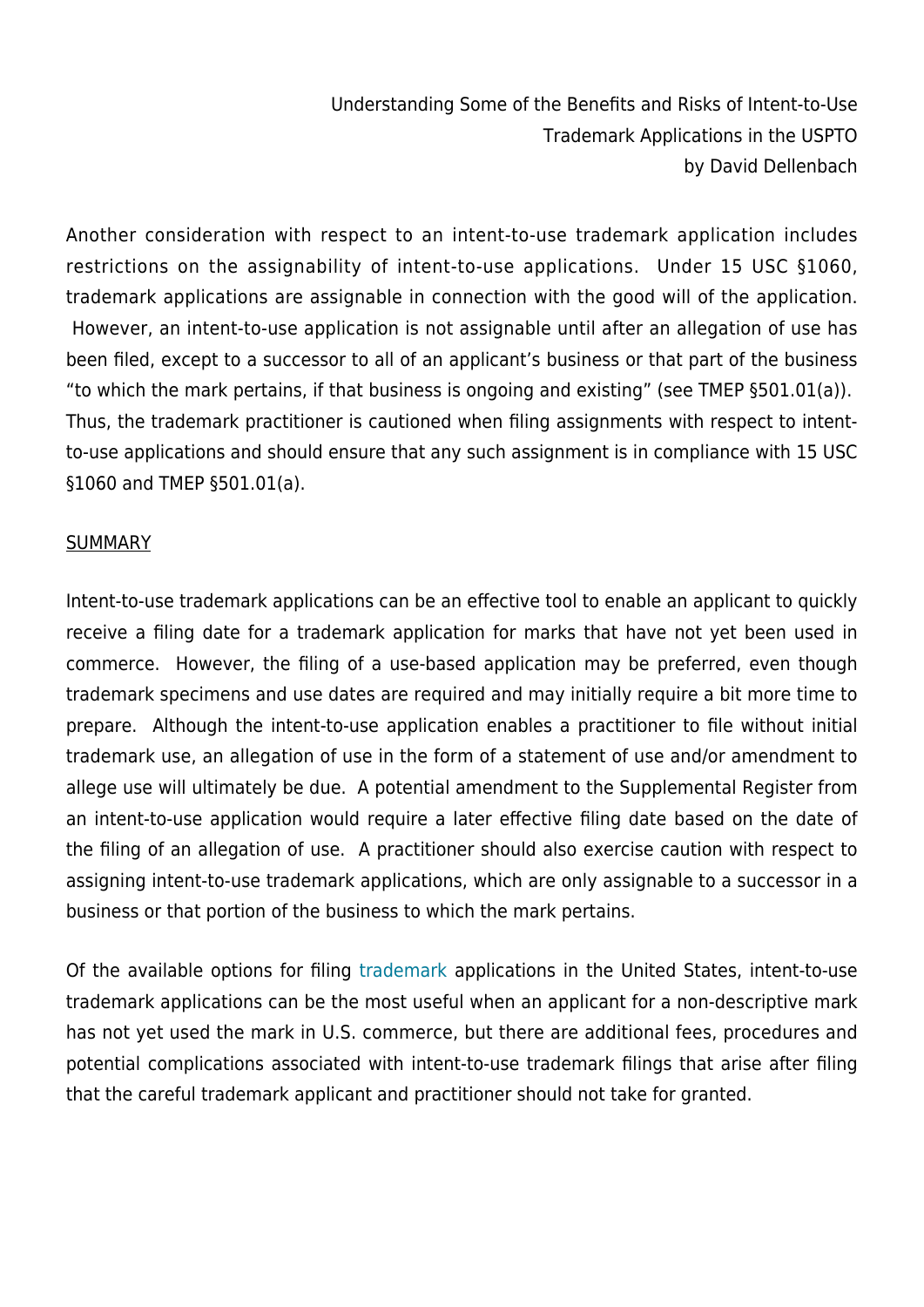Another consideration with respect to an intent-to-use trademark application includes restrictions on the assignability of intent-to-use applications. Under 15 USC §1060, trademark applications are assignable in connection with the good will of the application. However, an intent-to-use application is not assignable until after an allegation of use has been filed, except to a successor to all of an applicant's business or that part of the business "to which the mark pertains, if that business is ongoing and existing" (see TMEP §501.01(a)). Thus, the trademark practitioner is cautioned when filing assignments with respect to intent-to-use applications and should ensure that any such assignment is in compliance with 15 USC §1060 and TMEP §501.01(a).

## SUMMARY

Intent-to-use trademark applications can be an effective tool to enable an applicant to quickly receive a filing date for a trademark application for marks that have not yet been used in commerce. However, the filing of a use-based application may be preferred, even though trademark specimens and use dates are required and may initially require a bit more time to prepare. Although the intent-to-use application enables a practitioner to file without initial trademark use, an allegation of use in the form of a statement of use and/or amendment to allege use will ultimately be due. A potential amendment to the Supplemental Register from an intent-to-use application would require a later effective filing date based on the date of the filing of an allegation of use. A practitioner should also exercise caution with respect to assigning intent-to-use trademark applications, which are only assignable to a successor in a business or that portion of the business to which the mark pertains.

Of the available options for filing trademark applications in the United States, intent-to-use trademark applications can be the most useful when an applicant for a non-descriptive mark has not yet used the mark in U.S. commerce, but there are additional fees, procedures and potential complications associated with intent-to-use trademark filings that arise after filing that the careful trademark applicant and practitioner should not take for granted.